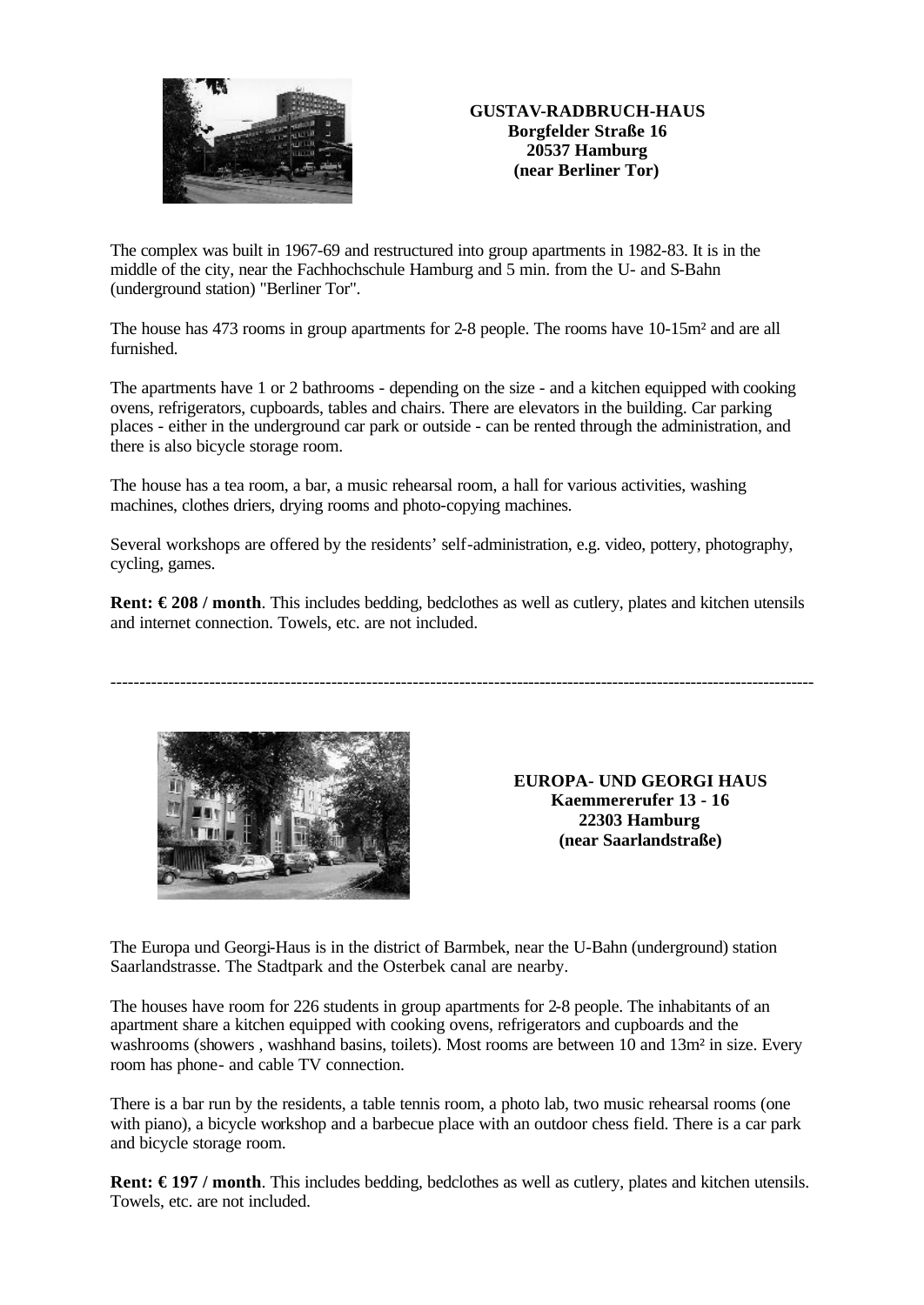**GUSTAV-RADBRUCH-HAUS**
**Borgfelder Straße 16**
**20537 Hamburg**
**(near Berliner Tor)**

The complex was built in 1967-69 and restructured into group apartments in 1982-83. It is in the middle of the city, near the Fachhochschule Hamburg and 5 min. from the U- and S-Bahn (underground station) "Berliner Tor".

The house has 473 rooms in group apartments for 2-8 people. The rooms have 10-15m² and are all furnished.

The apartments have 1 or 2 bathrooms - depending on the size - and a kitchen equipped with cooking ovens, refrigerators, cupboards, tables and chairs. There are elevators in the building. Car parking places - either in the underground car park or outside - can be rented through the administration, and there is also bicycle storage room.

The house has a tea room, a bar, a music rehearsal room, a hall for various activities, washing machines, clothes driers, drying rooms and photo-copying machines.

Several workshops are offered by the residents' self-administration, e.g. video, pottery, photography, cycling, games.

**Rent: € 208 / month**. This includes bedding, bedclothes as well as cutlery, plates and kitchen utensils and internet connection. Towels, etc. are not included.

---

**EUROPA- UND GEORGI HAUS**
**Kaemmererufer 13 - 16**
**22303 Hamburg**
**(near Saarlandstraße)**

The Europa und Georgi-Haus is in the district of Barmbek, near the U-Bahn (underground) station Saarlandstrasse. The Stadtpark and the Osterbek canal are nearby.

The houses have room for 226 students in group apartments for 2-8 people. The inhabitants of an apartment share a kitchen equipped with cooking ovens, refrigerators and cupboards and the washrooms (showers , washhand basins, toilets). Most rooms are between 10 and 13m² in size. Every room has phone- and cable TV connection.

There is a bar run by the residents, a table tennis room, a photo lab, two music rehearsal rooms (one with piano), a bicycle workshop and a barbecue place with an outdoor chess field. There is a car park and bicycle storage room.

**Rent: € 197 / month**. This includes bedding, bedclothes as well as cutlery, plates and kitchen utensils. Towels, etc. are not included.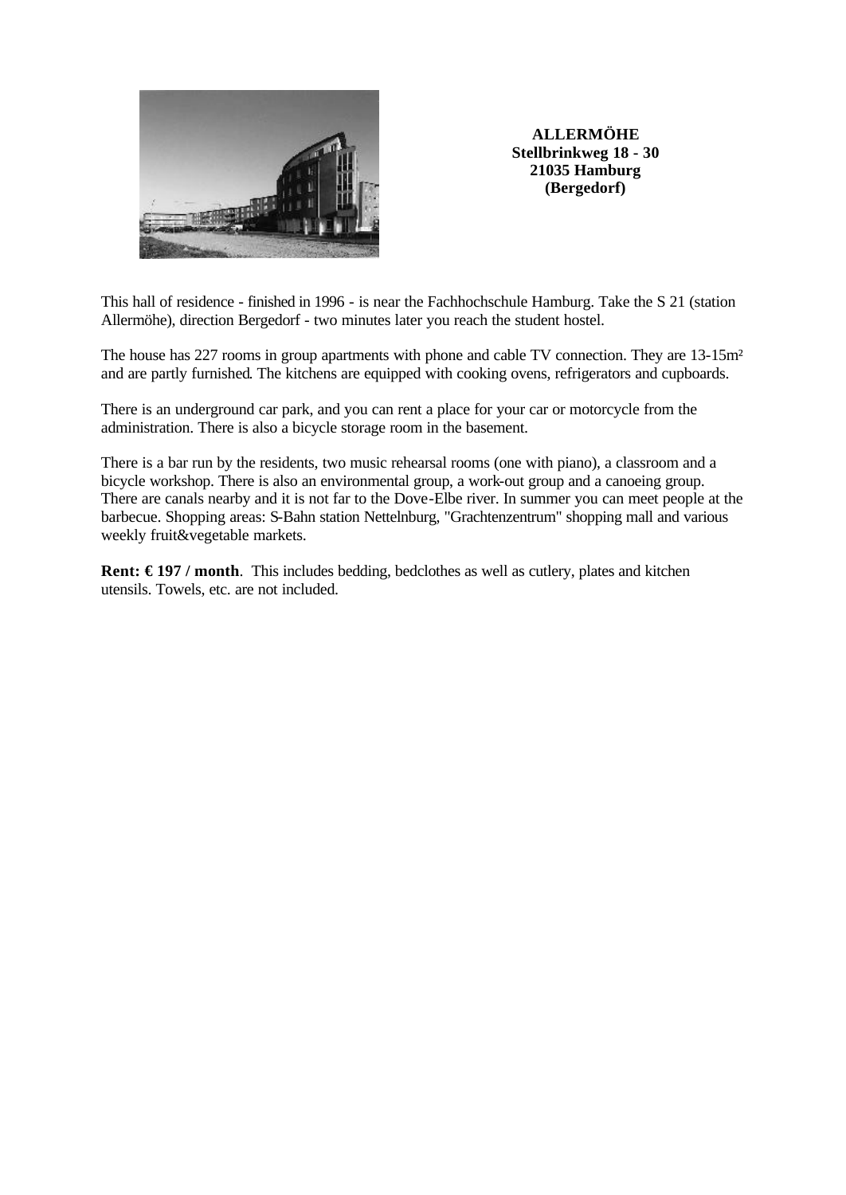**ALLERMÖHE**
**Stellbrinkweg 18 - 30**
**21035 Hamburg**
**(Bergedorf)**

This hall of residence - finished in 1996 - is near the Fachhochschule Hamburg. Take the S 21 (station Allermöhe), direction Bergedorf - two minutes later you reach the student hostel.

The house has 227 rooms in group apartments with phone and cable TV connection. They are 13-15m² and are partly furnished. The kitchens are equipped with cooking ovens, refrigerators and cupboards.

There is an underground car park, and you can rent a place for your car or motorcycle from the administration. There is also a bicycle storage room in the basement.

There is a bar run by the residents, two music rehearsal rooms (one with piano), a classroom and a bicycle workshop. There is also an environmental group, a work-out group and a canoeing group. There are canals nearby and it is not far to the Dove-Elbe river. In summer you can meet people at the barbecue. Shopping areas: S-Bahn station Nettelnburg, "Grachtenzentrum" shopping mall and various weekly fruit&vegetable markets.

**Rent: € 197 / month**. This includes bedding, bedclothes as well as cutlery, plates and kitchen utensils. Towels, etc. are not included.